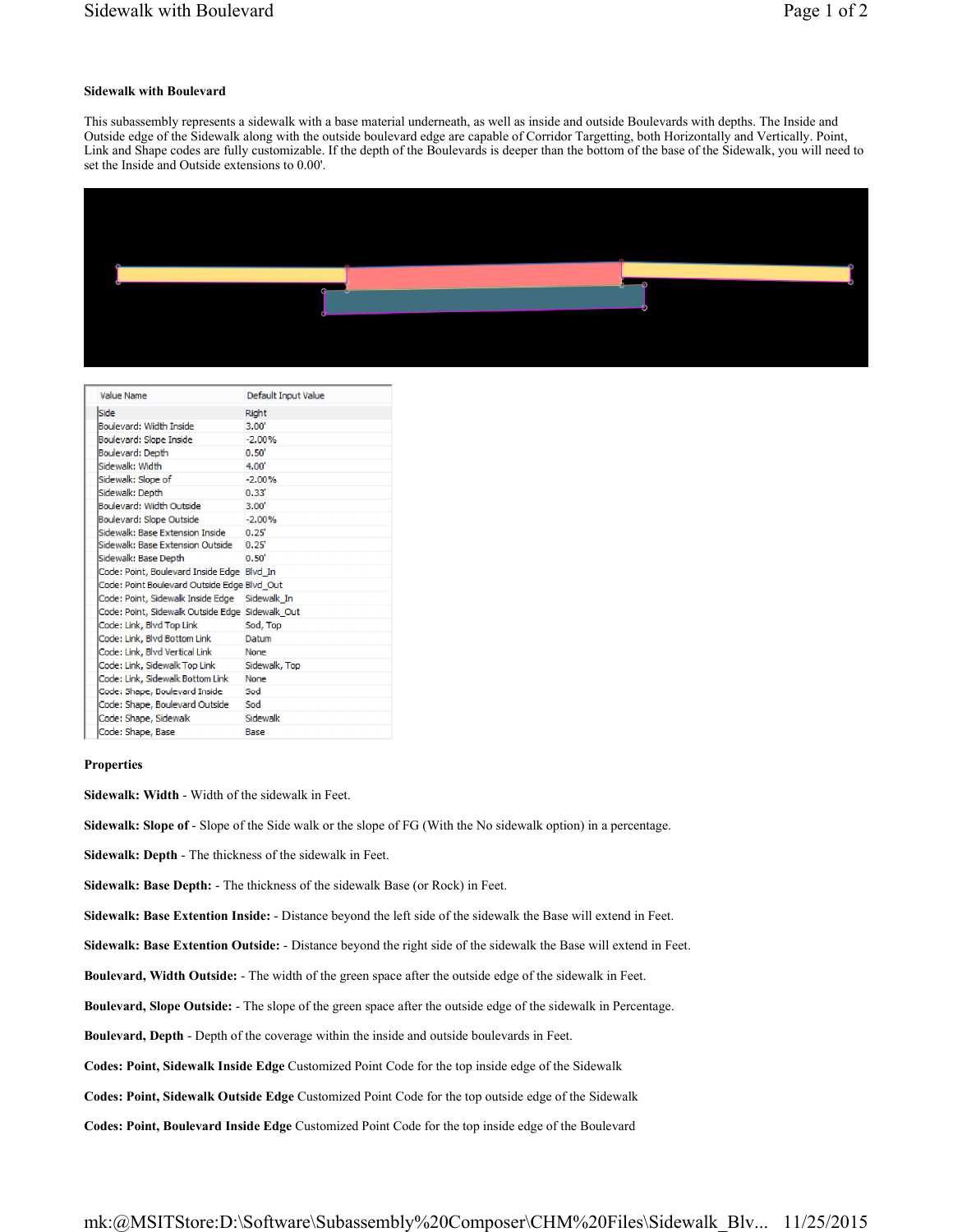**Sidewalk with Boulevard**

This subassembly represents a sidewalk with a base material underneath, as well as inside and outside Boulevards with depths. The Inside and Outside edge of the Sidewalk along with the outside boulevard edge are capable of Corridor Targetting, both Horizontally and Vertically. Point, Link and Shape codes are fully customizable. If the depth of the Boulevards is deeper than the bottom of the base of the Sidewalk, you will need to set the Inside and Outside extensions to 0.00'.

| Value Name | Default Input Value |
|---|---|
| Side | Right |
| Boulevard: Width Inside | 3.00' |
| Boulevard: Slope Inside | -2.00% |
| Boulevard: Depth | 0.50' |
| Sidewalk: Width | 4.00' |
| Sidewalk: Slope of | -2.00% |
| Sidewalk: Depth | 0.33' |
| Boulevard: Width Outside | 3.00' |
| Boulevard: Slope Outside | -2.00% |
| Sidewalk: Base Extension Inside | 0.25' |
| Sidewalk: Base Extension Outside | 0.25' |
| Sidewalk: Base Depth | 0.50' |
| Code: Point, Boulevard Inside Edge | Blvd_In |
| Code: Point Boulevard Outside Edge | Blvd_Out |
| Code: Point, Sidewalk Inside Edge | Sidewalk_In |
| Code: Point, Sidewalk Outside Edge | Sidewalk_Out |
| Code: Link, Blvd Top Link | Sod, Top |
| Code: Link, Blvd Bottom Link | Datum |
| Code: Link, Blvd Vertical Link | None |
| Code: Link, Sidewalk Top Link | Sidewalk, Top |
| Code: Link, Sidewalk Bottom Link | None |
| Code: Shape, Boulevard Inside | Sod |
| Code: Shape, Boulevard Outside | Sod |
| Code: Shape, Sidewalk | Sidewalk |
| Code: Shape, Base | Base |

**Properties**

**Sidewalk: Width** - Width of the sidewalk in Feet.

**Sidewalk: Slope of** - Slope of the Side walk or the slope of FG (With the No sidewalk option) in a percentage.

**Sidewalk: Depth** - The thickness of the sidewalk in Feet.

**Sidewalk: Base Depth:** - The thickness of the sidewalk Base (or Rock) in Feet.

**Sidewalk: Base Extention Inside:** - Distance beyond the left side of the sidewalk the Base will extend in Feet.

**Sidewalk: Base Extention Outside:** - Distance beyond the right side of the sidewalk the Base will extend in Feet.

**Boulevard, Width Outside:** - The width of the green space after the outside edge of the sidewalk in Feet.

**Boulevard, Slope Outside:** - The slope of the green space after the outside edge of the sidewalk in Percentage.

**Boulevard, Depth** - Depth of the coverage within the inside and outside boulevards in Feet.

**Codes: Point, Sidewalk Inside Edge** Customized Point Code for the top inside edge of the Sidewalk

**Codes: Point, Sidewalk Outside Edge** Customized Point Code for the top outside edge of the Sidewalk

**Codes: Point, Boulevard Inside Edge** Customized Point Code for the top inside edge of the Boulevard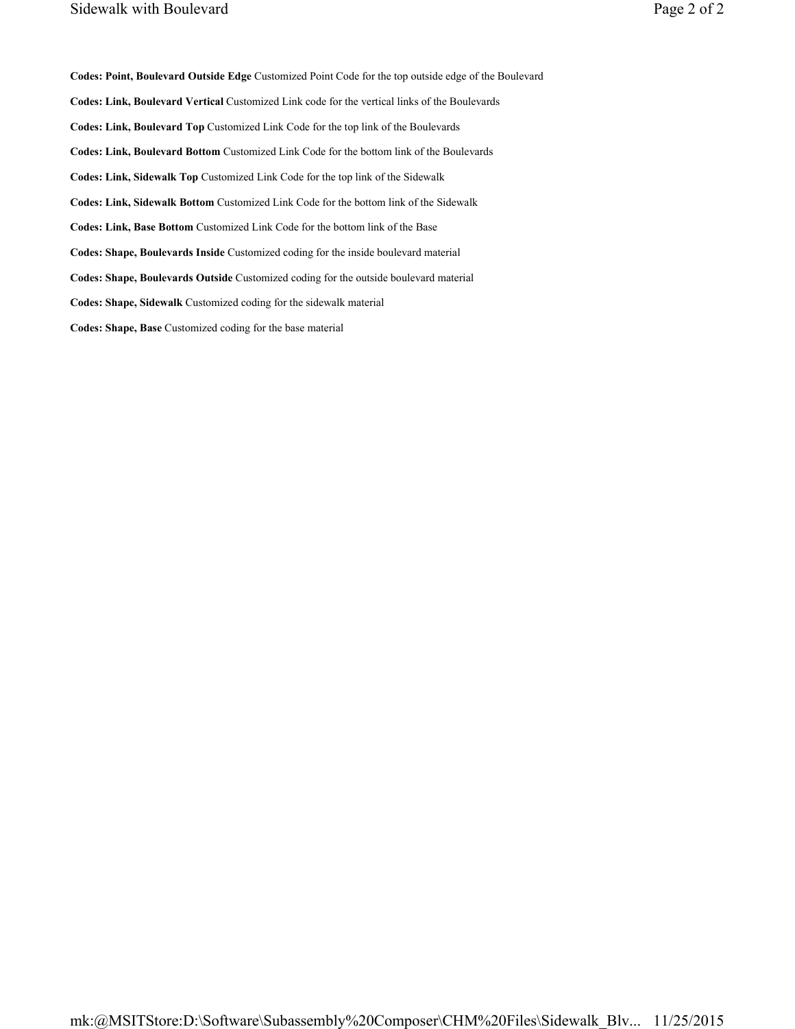**Codes: Point, Boulevard Outside Edge** Customized Point Code for the top outside edge of the Boulevard

**Codes: Link, Boulevard Vertical** Customized Link code for the vertical links of the Boulevards

**Codes: Link, Boulevard Top** Customized Link Code for the top link of the Boulevards

**Codes: Link, Boulevard Bottom** Customized Link Code for the bottom link of the Boulevards

**Codes: Link, Sidewalk Top** Customized Link Code for the top link of the Sidewalk

**Codes: Link, Sidewalk Bottom** Customized Link Code for the bottom link of the Sidewalk

**Codes: Link, Base Bottom** Customized Link Code for the bottom link of the Base

**Codes: Shape, Boulevards Inside** Customized coding for the inside boulevard material

**Codes: Shape, Boulevards Outside** Customized coding for the outside boulevard material

**Codes: Shape, Sidewalk** Customized coding for the sidewalk material

**Codes: Shape, Base** Customized coding for the base material